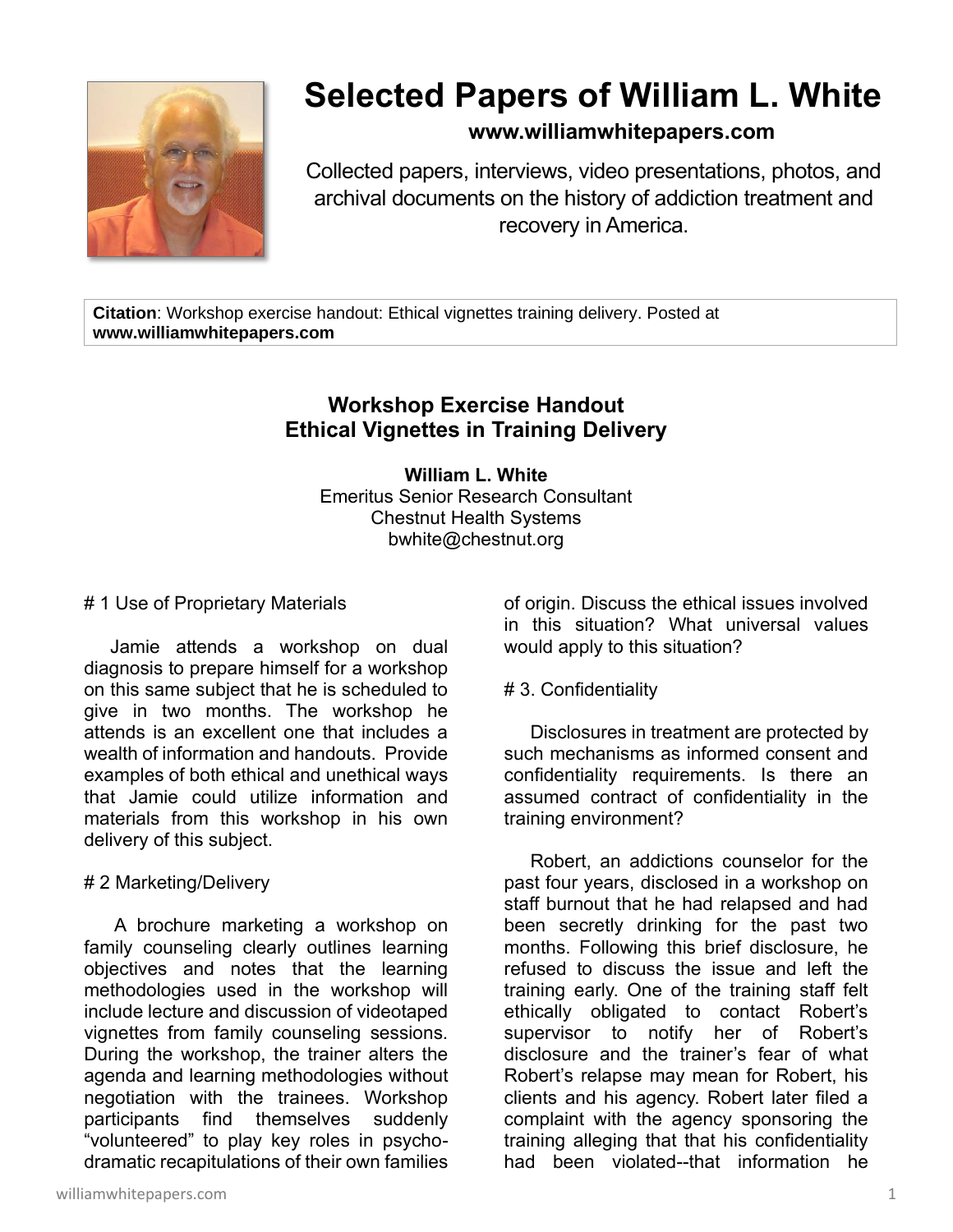# Selected Papers of William L. White

**www.williamwhitepapers.com**

Collected papers, interviews, video presentations, photos, and archival documents on the history of addiction treatment and recovery in America.

**Citation**: Workshop exercise handout: Ethical vignettes training delivery. Posted at **www.williamwhitepapers.com**

## Workshop Exercise Handout
## Ethical Vignettes in Training Delivery

**William L. White**
Emeritus Senior Research Consultant
Chestnut Health Systems
bwhite@chestnut.org

# 1 Use of Proprietary Materials

Jamie attends a workshop on dual diagnosis to prepare himself for a workshop on this same subject that he is scheduled to give in two months. The workshop he attends is an excellent one that includes a wealth of information and handouts. Provide examples of both ethical and unethical ways that Jamie could utilize information and materials from this workshop in his own delivery of this subject.

# 2 Marketing/Delivery

A brochure marketing a workshop on family counseling clearly outlines learning objectives and notes that the learning methodologies used in the workshop will include lecture and discussion of videotaped vignettes from family counseling sessions. During the workshop, the trainer alters the agenda and learning methodologies without negotiation with the trainees. Workshop participants find themselves suddenly "volunteered" to play key roles in psycho-dramatic recapitulations of their own families of origin. Discuss the ethical issues involved in this situation? What universal values would apply to this situation?

# 3. Confidentiality

Disclosures in treatment are protected by such mechanisms as informed consent and confidentiality requirements. Is there an assumed contract of confidentiality in the training environment?

Robert, an addictions counselor for the past four years, disclosed in a workshop on staff burnout that he had relapsed and had been secretly drinking for the past two months. Following this brief disclosure, he refused to discuss the issue and left the training early. One of the training staff felt ethically obligated to contact Robert's supervisor to notify her of Robert's disclosure and the trainer's fear of what Robert's relapse may mean for Robert, his clients and his agency. Robert later filed a complaint with the agency sponsoring the training alleging that that his confidentiality had been violated--that information he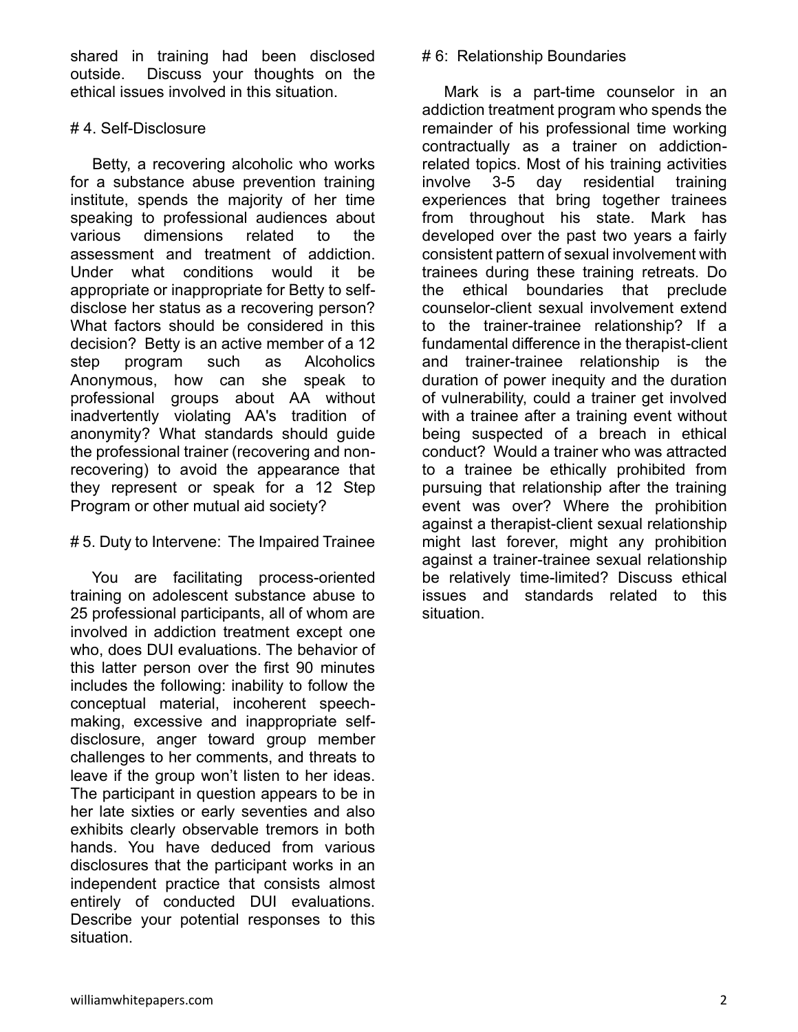shared in training had been disclosed outside. Discuss your thoughts on the ethical issues involved in this situation.

# 4. Self-Disclosure

Betty, a recovering alcoholic who works for a substance abuse prevention training institute, spends the majority of her time speaking to professional audiences about various dimensions related to the assessment and treatment of addiction. Under what conditions would it be appropriate or inappropriate for Betty to self-disclose her status as a recovering person? What factors should be considered in this decision? Betty is an active member of a 12 step program such as Alcoholics Anonymous, how can she speak to professional groups about AA without inadvertently violating AA's tradition of anonymity? What standards should guide the professional trainer (recovering and non-recovering) to avoid the appearance that they represent or speak for a 12 Step Program or other mutual aid society?

# 5. Duty to Intervene: The Impaired Trainee

You are facilitating process-oriented training on adolescent substance abuse to 25 professional participants, all of whom are involved in addiction treatment except one who, does DUI evaluations. The behavior of this latter person over the first 90 minutes includes the following: inability to follow the conceptual material, incoherent speech-making, excessive and inappropriate self-disclosure, anger toward group member challenges to her comments, and threats to leave if the group won't listen to her ideas. The participant in question appears to be in her late sixties or early seventies and also exhibits clearly observable tremors in both hands. You have deduced from various disclosures that the participant works in an independent practice that consists almost entirely of conducted DUI evaluations. Describe your potential responses to this situation.

# 6: Relationship Boundaries

Mark is a part-time counselor in an addiction treatment program who spends the remainder of his professional time working contractually as a trainer on addiction-related topics. Most of his training activities involve 3-5 day residential training experiences that bring together trainees from throughout his state. Mark has developed over the past two years a fairly consistent pattern of sexual involvement with trainees during these training retreats. Do the ethical boundaries that preclude counselor-client sexual involvement extend to the trainer-trainee relationship? If a fundamental difference in the therapist-client and trainer-trainee relationship is the duration of power inequity and the duration of vulnerability, could a trainer get involved with a trainee after a training event without being suspected of a breach in ethical conduct? Would a trainer who was attracted to a trainee be ethically prohibited from pursuing that relationship after the training event was over? Where the prohibition against a therapist-client sexual relationship might last forever, might any prohibition against a trainer-trainee sexual relationship be relatively time-limited? Discuss ethical issues and standards related to this situation.